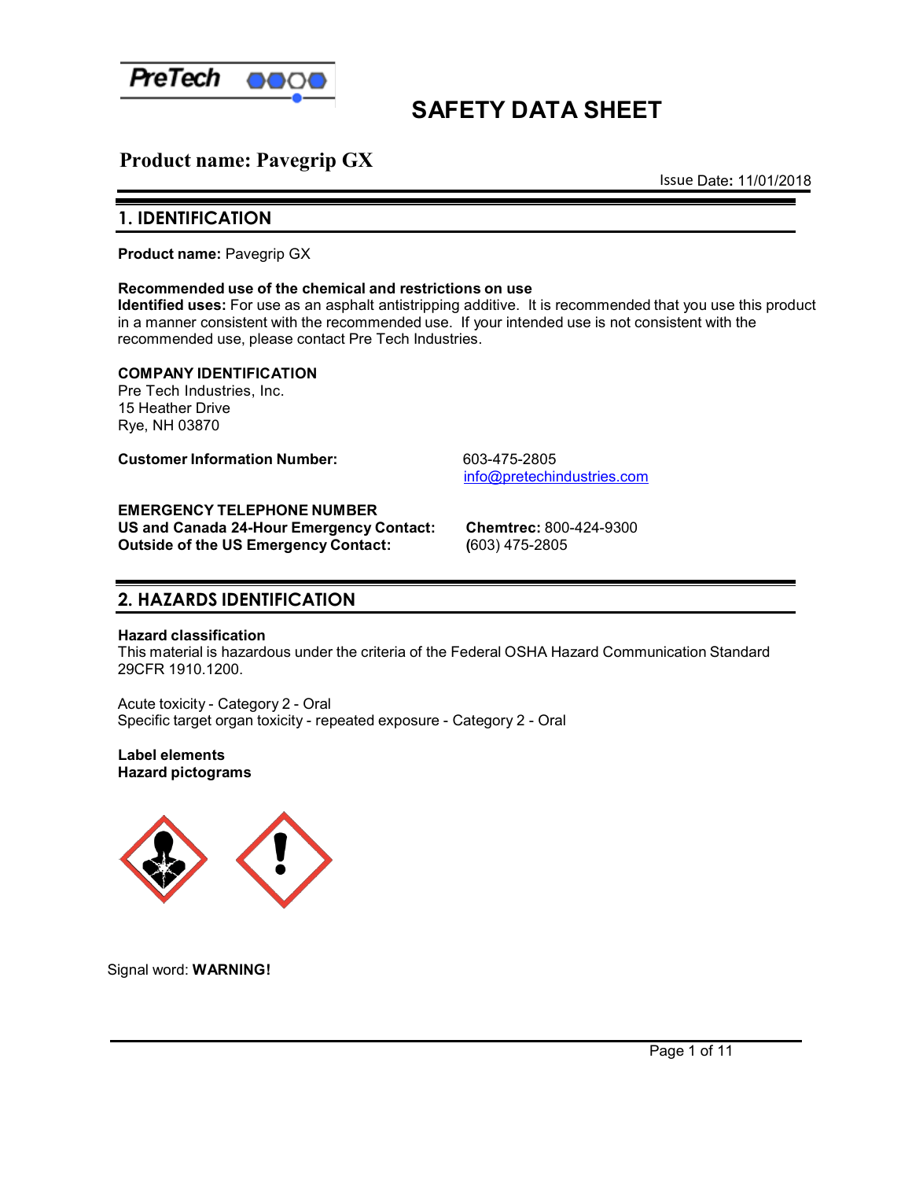# SAFETY DATA SHEET

## Product name: Pavegrip GX

Issue Date: 11/01/2018

## 1. IDENTIFICATION

**Product name:** Pavegrip GX

**Recommended use of the chemical and restrictions on use**
**Identified uses:** For use as an asphalt antistripping additive. It is recommended that you use this product in a manner consistent with the recommended use. If your intended use is not consistent with the recommended use, please contact Pre Tech Industries.

**COMPANY IDENTIFICATION**
Pre Tech Industries, Inc.
15 Heather Drive
Rye, NH 03870

**Customer Information Number:** 603-475-2805
info@pretechindustries.com

**EMERGENCY TELEPHONE NUMBER**
**US and Canada 24-Hour Emergency Contact:** **Chemtrec:** 800-424-9300
**Outside of the US Emergency Contact:** (603) 475-2805

## 2. HAZARDS IDENTIFICATION

**Hazard classification**
This material is hazardous under the criteria of the Federal OSHA Hazard Communication Standard 29CFR 1910.1200.

Acute toxicity - Category 2 - Oral
Specific target organ toxicity - repeated exposure - Category 2 - Oral

**Label elements**
**Hazard pictograms**

Signal word: **WARNING!**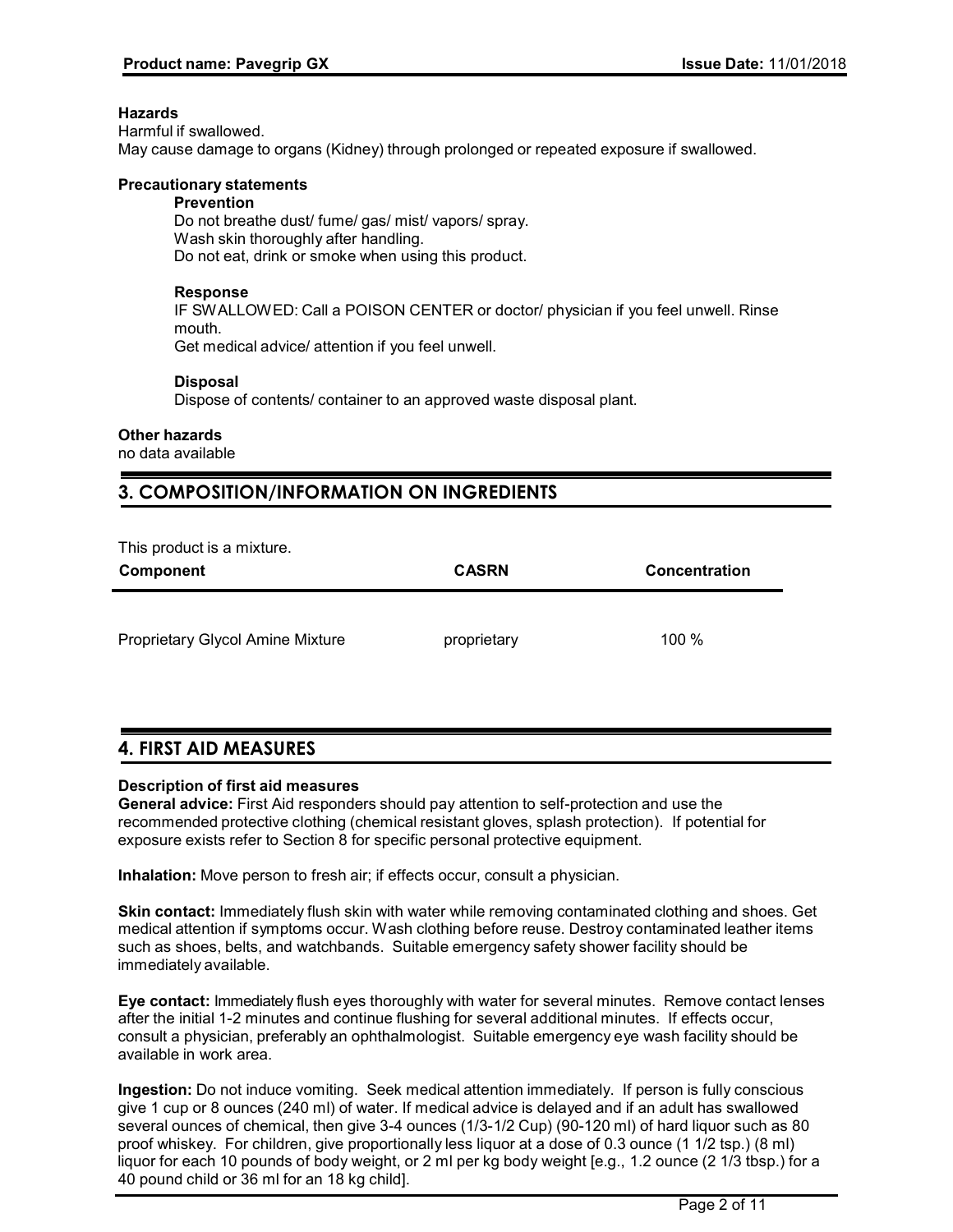**Hazards**

Harmful if swallowed.
May cause damage to organs (Kidney) through prolonged or repeated exposure if swallowed.

**Precautionary statements**

**Prevention**

Do not breathe dust/ fume/ gas/ mist/ vapors/ spray.
Wash skin thoroughly after handling.
Do not eat, drink or smoke when using this product.

**Response**

IF SWALLOWED: Call a POISON CENTER or doctor/ physician if you feel unwell. Rinse mouth.
Get medical advice/ attention if you feel unwell.

**Disposal**

Dispose of contents/ container to an approved waste disposal plant.

**Other hazards**

no data available

## 3. COMPOSITION/INFORMATION ON INGREDIENTS

This product is a mixture.

| Component | CASRN | Concentration |
|---|---|---|
| Proprietary Glycol Amine Mixture | proprietary | 100 % |

## 4. FIRST AID MEASURES

**Description of first aid measures**

**General advice:** First Aid responders should pay attention to self-protection and use the recommended protective clothing (chemical resistant gloves, splash protection). If potential for exposure exists refer to Section 8 for specific personal protective equipment.

**Inhalation:** Move person to fresh air; if effects occur, consult a physician.

**Skin contact:** Immediately flush skin with water while removing contaminated clothing and shoes. Get medical attention if symptoms occur. Wash clothing before reuse. Destroy contaminated leather items such as shoes, belts, and watchbands. Suitable emergency safety shower facility should be immediately available.

**Eye contact:** Immediately flush eyes thoroughly with water for several minutes. Remove contact lenses after the initial 1-2 minutes and continue flushing for several additional minutes. If effects occur, consult a physician, preferably an ophthalmologist. Suitable emergency eye wash facility should be available in work area.

**Ingestion:** Do not induce vomiting. Seek medical attention immediately. If person is fully conscious give 1 cup or 8 ounces (240 ml) of water. If medical advice is delayed and if an adult has swallowed several ounces of chemical, then give 3-4 ounces (1/3-1/2 Cup) (90-120 ml) of hard liquor such as 80 proof whiskey. For children, give proportionally less liquor at a dose of 0.3 ounce (1 1/2 tsp.) (8 ml) liquor for each 10 pounds of body weight, or 2 ml per kg body weight [e.g., 1.2 ounce (2 1/3 tbsp.) for a 40 pound child or 36 ml for an 18 kg child].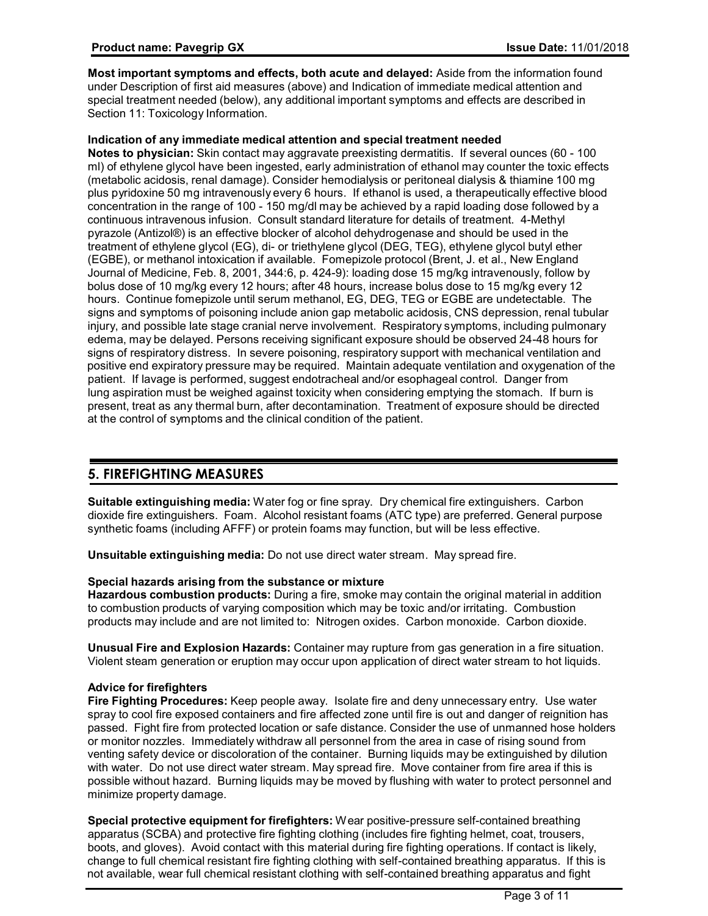**Most important symptoms and effects, both acute and delayed:** Aside from the information found under Description of first aid measures (above) and Indication of immediate medical attention and special treatment needed (below), any additional important symptoms and effects are described in Section 11: Toxicology Information.

**Indication of any immediate medical attention and special treatment needed**

**Notes to physician:** Skin contact may aggravate preexisting dermatitis. If several ounces (60 - 100 ml) of ethylene glycol have been ingested, early administration of ethanol may counter the toxic effects (metabolic acidosis, renal damage). Consider hemodialysis or peritoneal dialysis & thiamine 100 mg plus pyridoxine 50 mg intravenously every 6 hours. If ethanol is used, a therapeutically effective blood concentration in the range of 100 - 150 mg/dl may be achieved by a rapid loading dose followed by a continuous intravenous infusion. Consult standard literature for details of treatment. 4-Methyl pyrazole (Antizol®) is an effective blocker of alcohol dehydrogenase and should be used in the treatment of ethylene glycol (EG), di- or triethylene glycol (DEG, TEG), ethylene glycol butyl ether (EGBE), or methanol intoxication if available. Fomepizole protocol (Brent, J. et al., New England Journal of Medicine, Feb. 8, 2001, 344:6, p. 424-9): loading dose 15 mg/kg intravenously, follow by bolus dose of 10 mg/kg every 12 hours; after 48 hours, increase bolus dose to 15 mg/kg every 12 hours. Continue fomepizole until serum methanol, EG, DEG, TEG or EGBE are undetectable. The signs and symptoms of poisoning include anion gap metabolic acidosis, CNS depression, renal tubular injury, and possible late stage cranial nerve involvement. Respiratory symptoms, including pulmonary edema, may be delayed. Persons receiving significant exposure should be observed 24-48 hours for signs of respiratory distress. In severe poisoning, respiratory support with mechanical ventilation and positive end expiratory pressure may be required. Maintain adequate ventilation and oxygenation of the patient. If lavage is performed, suggest endotracheal and/or esophageal control. Danger from lung aspiration must be weighed against toxicity when considering emptying the stomach. If burn is present, treat as any thermal burn, after decontamination. Treatment of exposure should be directed at the control of symptoms and the clinical condition of the patient.

## 5. FIREFIGHTING MEASURES

**Suitable extinguishing media:** Water fog or fine spray. Dry chemical fire extinguishers. Carbon dioxide fire extinguishers. Foam. Alcohol resistant foams (ATC type) are preferred. General purpose synthetic foams (including AFFF) or protein foams may function, but will be less effective.

**Unsuitable extinguishing media:** Do not use direct water stream. May spread fire.

**Special hazards arising from the substance or mixture**

**Hazardous combustion products:** During a fire, smoke may contain the original material in addition to combustion products of varying composition which may be toxic and/or irritating. Combustion products may include and are not limited to: Nitrogen oxides. Carbon monoxide. Carbon dioxide.

**Unusual Fire and Explosion Hazards:** Container may rupture from gas generation in a fire situation. Violent steam generation or eruption may occur upon application of direct water stream to hot liquids.

**Advice for firefighters**

**Fire Fighting Procedures:** Keep people away. Isolate fire and deny unnecessary entry. Use water spray to cool fire exposed containers and fire affected zone until fire is out and danger of reignition has passed. Fight fire from protected location or safe distance. Consider the use of unmanned hose holders or monitor nozzles. Immediately withdraw all personnel from the area in case of rising sound from venting safety device or discoloration of the container. Burning liquids may be extinguished by dilution with water. Do not use direct water stream. May spread fire. Move container from fire area if this is possible without hazard. Burning liquids may be moved by flushing with water to protect personnel and minimize property damage.

**Special protective equipment for firefighters:** Wear positive-pressure self-contained breathing apparatus (SCBA) and protective fire fighting clothing (includes fire fighting helmet, coat, trousers, boots, and gloves). Avoid contact with this material during fire fighting operations. If contact is likely, change to full chemical resistant fire fighting clothing with self-contained breathing apparatus. If this is not available, wear full chemical resistant clothing with self-contained breathing apparatus and fight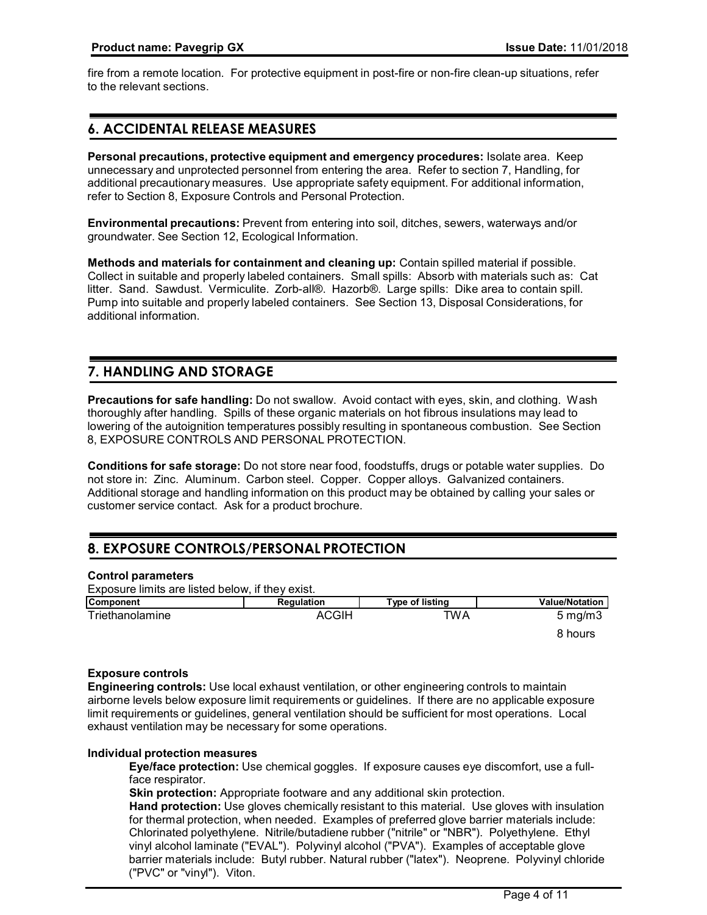fire from a remote location. For protective equipment in post-fire or non-fire clean-up situations, refer to the relevant sections.

## 6. ACCIDENTAL RELEASE MEASURES

**Personal precautions, protective equipment and emergency procedures:** Isolate area. Keep unnecessary and unprotected personnel from entering the area. Refer to section 7, Handling, for additional precautionary measures. Use appropriate safety equipment. For additional information, refer to Section 8, Exposure Controls and Personal Protection.

**Environmental precautions:** Prevent from entering into soil, ditches, sewers, waterways and/or groundwater. See Section 12, Ecological Information.

**Methods and materials for containment and cleaning up:** Contain spilled material if possible. Collect in suitable and properly labeled containers. Small spills: Absorb with materials such as: Cat litter. Sand. Sawdust. Vermiculite. Zorb-all®. Hazorb®. Large spills: Dike area to contain spill. Pump into suitable and properly labeled containers. See Section 13, Disposal Considerations, for additional information.

## 7. HANDLING AND STORAGE

**Precautions for safe handling:** Do not swallow. Avoid contact with eyes, skin, and clothing. Wash thoroughly after handling. Spills of these organic materials on hot fibrous insulations may lead to lowering of the autoignition temperatures possibly resulting in spontaneous combustion. See Section 8, EXPOSURE CONTROLS AND PERSONAL PROTECTION.

**Conditions for safe storage:** Do not store near food, foodstuffs, drugs or potable water supplies. Do not store in: Zinc. Aluminum. Carbon steel. Copper. Copper alloys. Galvanized containers. Additional storage and handling information on this product may be obtained by calling your sales or customer service contact. Ask for a product brochure.

## 8. EXPOSURE CONTROLS/PERSONAL PROTECTION

**Control parameters**

Exposure limits are listed below, if they exist.

| Component | Regulation | Type of listing | Value/Notation |
|---|---|---|---|
| Triethanolamine | ACGIH | TWA | 5 mg/m3<br>8 hours |

**Exposure controls**

**Engineering controls:** Use local exhaust ventilation, or other engineering controls to maintain airborne levels below exposure limit requirements or guidelines. If there are no applicable exposure limit requirements or guidelines, general ventilation should be sufficient for most operations. Local exhaust ventilation may be necessary for some operations.

**Individual protection measures**

**Eye/face protection:** Use chemical goggles. If exposure causes eye discomfort, use a full-face respirator.

**Skin protection:** Appropriate footware and any additional skin protection.

**Hand protection:** Use gloves chemically resistant to this material. Use gloves with insulation for thermal protection, when needed. Examples of preferred glove barrier materials include: Chlorinated polyethylene. Nitrile/butadiene rubber ("nitrile" or "NBR"). Polyethylene. Ethyl vinyl alcohol laminate ("EVAL"). Polyvinyl alcohol ("PVA"). Examples of acceptable glove barrier materials include: Butyl rubber. Natural rubber ("latex"). Neoprene. Polyvinyl chloride ("PVC" or "vinyl"). Viton.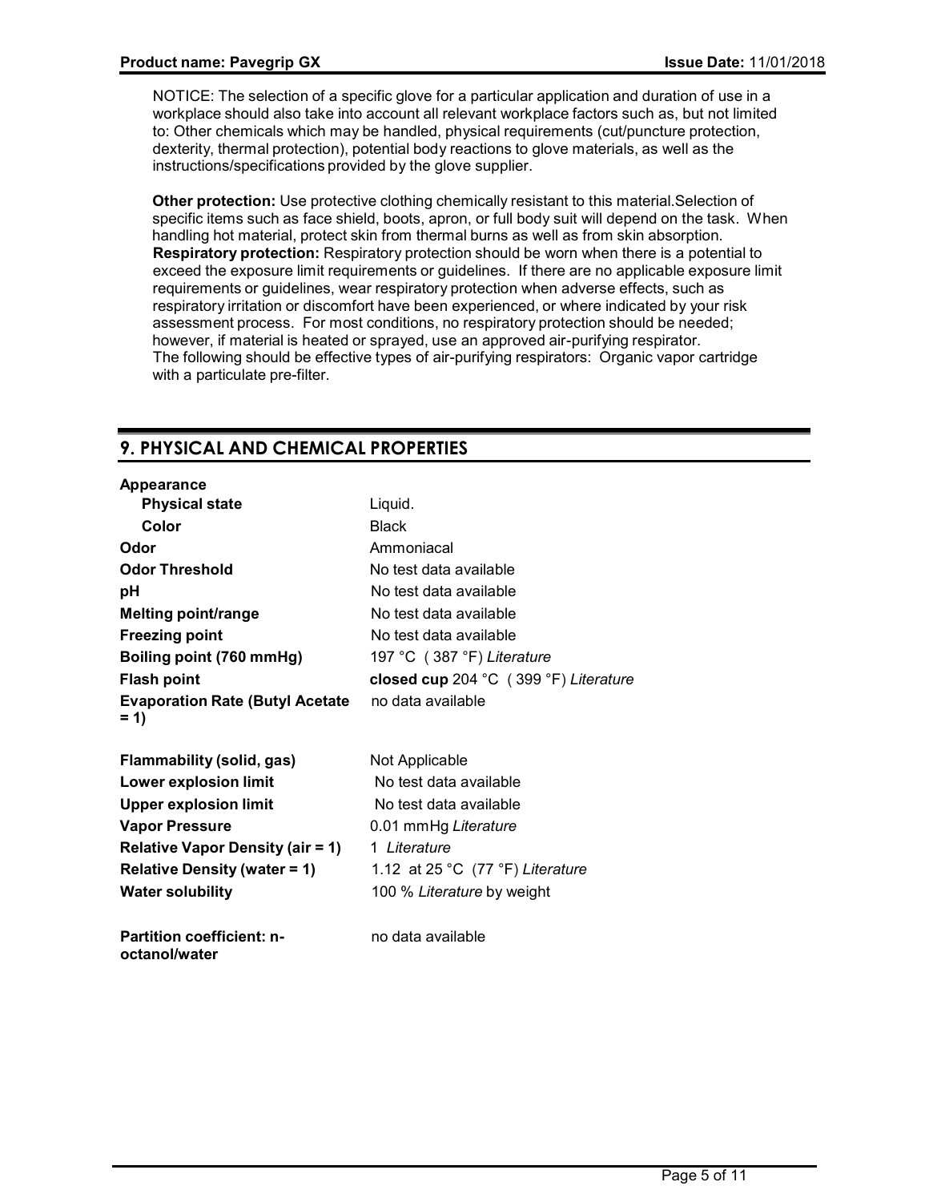NOTICE: The selection of a specific glove for a particular application and duration of use in a workplace should also take into account all relevant workplace factors such as, but not limited to: Other chemicals which may be handled, physical requirements (cut/puncture protection, dexterity, thermal protection), potential body reactions to glove materials, as well as the instructions/specifications provided by the glove supplier.

**Other protection:** Use protective clothing chemically resistant to this material.Selection of specific items such as face shield, boots, apron, or full body suit will depend on the task. When handling hot material, protect skin from thermal burns as well as from skin absorption.
**Respiratory protection:** Respiratory protection should be worn when there is a potential to exceed the exposure limit requirements or guidelines. If there are no applicable exposure limit requirements or guidelines, wear respiratory protection when adverse effects, such as respiratory irritation or discomfort have been experienced, or where indicated by your risk assessment process. For most conditions, no respiratory protection should be needed; however, if material is heated or sprayed, use an approved air-purifying respirator.
The following should be effective types of air-purifying respirators: Organic vapor cartridge with a particulate pre-filter.

## 9. PHYSICAL AND CHEMICAL PROPERTIES

**Appearance**

| | |
|---|---|
| **Physical state** | Liquid. |
| **Color** | Black |
| **Odor** | Ammoniacal |
| **Odor Threshold** | No test data available |
| **pH** | No test data available |
| **Melting point/range** | No test data available |
| **Freezing point** | No test data available |
| **Boiling point (760 mmHg)** | 197 °C ( 387 °F) *Literature* |
| **Flash point** | **closed cup** 204 °C ( 399 °F) *Literature* |
| **Evaporation Rate (Butyl Acetate = 1)** | no data available |
| **Flammability (solid, gas)** | Not Applicable |
| **Lower explosion limit** | No test data available |
| **Upper explosion limit** | No test data available |
| **Vapor Pressure** | 0.01 mmHg *Literature* |
| **Relative Vapor Density (air = 1)** | 1 *Literature* |
| **Relative Density (water = 1)** | 1.12 at 25 °C (77 °F) *Literature* |
| **Water solubility** | 100 % *Literature* by weight |
| **Partition coefficient: n-octanol/water** | no data available |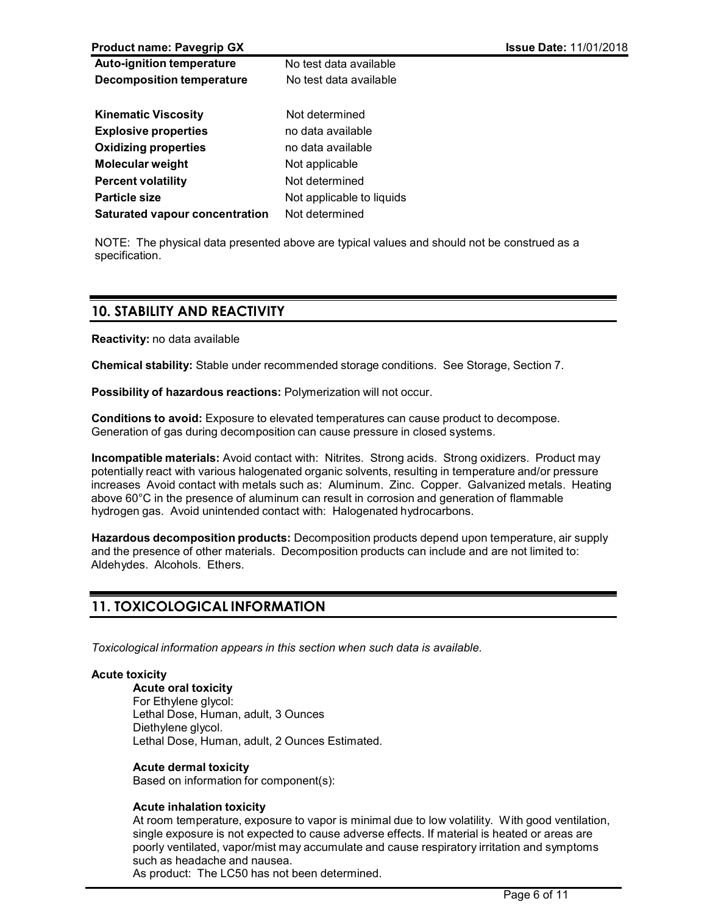| | |
|---|---|
| **Auto-ignition temperature** | No test data available |
| **Decomposition temperature** | No test data available |
| **Kinematic Viscosity** | Not determined |
| **Explosive properties** | no data available |
| **Oxidizing properties** | no data available |
| **Molecular weight** | Not applicable |
| **Percent volatility** | Not determined |
| **Particle size** | Not applicable to liquids |
| **Saturated vapour concentration** | Not determined |

NOTE: The physical data presented above are typical values and should not be construed as a specification.

## 10. STABILITY AND REACTIVITY

**Reactivity:** no data available

**Chemical stability:** Stable under recommended storage conditions. See Storage, Section 7.

**Possibility of hazardous reactions:** Polymerization will not occur.

**Conditions to avoid:** Exposure to elevated temperatures can cause product to decompose. Generation of gas during decomposition can cause pressure in closed systems.

**Incompatible materials:** Avoid contact with: Nitrites. Strong acids. Strong oxidizers. Product may potentially react with various halogenated organic solvents, resulting in temperature and/or pressure increases Avoid contact with metals such as: Aluminum. Zinc. Copper. Galvanized metals. Heating above 60°C in the presence of aluminum can result in corrosion and generation of flammable hydrogen gas. Avoid unintended contact with: Halogenated hydrocarbons.

**Hazardous decomposition products:** Decomposition products depend upon temperature, air supply and the presence of other materials. Decomposition products can include and are not limited to: Aldehydes. Alcohols. Ethers.

## 11. TOXICOLOGICAL INFORMATION

*Toxicological information appears in this section when such data is available.*

**Acute toxicity**

**Acute oral toxicity**
For Ethylene glycol:
Lethal Dose, Human, adult, 3 Ounces
Diethylene glycol.
Lethal Dose, Human, adult, 2 Ounces Estimated.

**Acute dermal toxicity**
Based on information for component(s):

**Acute inhalation toxicity**
At room temperature, exposure to vapor is minimal due to low volatility. With good ventilation, single exposure is not expected to cause adverse effects. If material is heated or areas are poorly ventilated, vapor/mist may accumulate and cause respiratory irritation and symptoms such as headache and nausea.
As product: The LC50 has not been determined.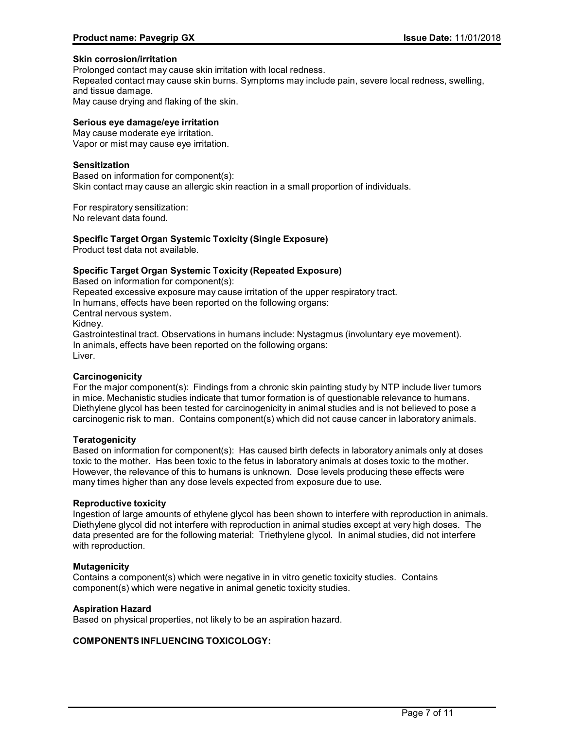**Skin corrosion/irritation**
Prolonged contact may cause skin irritation with local redness.
Repeated contact may cause skin burns. Symptoms may include pain, severe local redness, swelling, and tissue damage.
May cause drying and flaking of the skin.

**Serious eye damage/eye irritation**
May cause moderate eye irritation.
Vapor or mist may cause eye irritation.

**Sensitization**
Based on information for component(s):
Skin contact may cause an allergic skin reaction in a small proportion of individuals.

For respiratory sensitization:
No relevant data found.

**Specific Target Organ Systemic Toxicity (Single Exposure)**
Product test data not available.

**Specific Target Organ Systemic Toxicity (Repeated Exposure)**
Based on information for component(s):
Repeated excessive exposure may cause irritation of the upper respiratory tract.
In humans, effects have been reported on the following organs:
Central nervous system.
Kidney.
Gastrointestinal tract. Observations in humans include: Nystagmus (involuntary eye movement).
In animals, effects have been reported on the following organs:
Liver.

**Carcinogenicity**
For the major component(s): Findings from a chronic skin painting study by NTP include liver tumors in mice. Mechanistic studies indicate that tumor formation is of questionable relevance to humans. Diethylene glycol has been tested for carcinogenicity in animal studies and is not believed to pose a carcinogenic risk to man. Contains component(s) which did not cause cancer in laboratory animals.

**Teratogenicity**
Based on information for component(s): Has caused birth defects in laboratory animals only at doses toxic to the mother. Has been toxic to the fetus in laboratory animals at doses toxic to the mother. However, the relevance of this to humans is unknown. Dose levels producing these effects were many times higher than any dose levels expected from exposure due to use.

**Reproductive toxicity**
Ingestion of large amounts of ethylene glycol has been shown to interfere with reproduction in animals. Diethylene glycol did not interfere with reproduction in animal studies except at very high doses. The data presented are for the following material: Triethylene glycol. In animal studies, did not interfere with reproduction.

**Mutagenicity**
Contains a component(s) which were negative in in vitro genetic toxicity studies. Contains component(s) which were negative in animal genetic toxicity studies.

**Aspiration Hazard**
Based on physical properties, not likely to be an aspiration hazard.

**COMPONENTS INFLUENCING TOXICOLOGY:**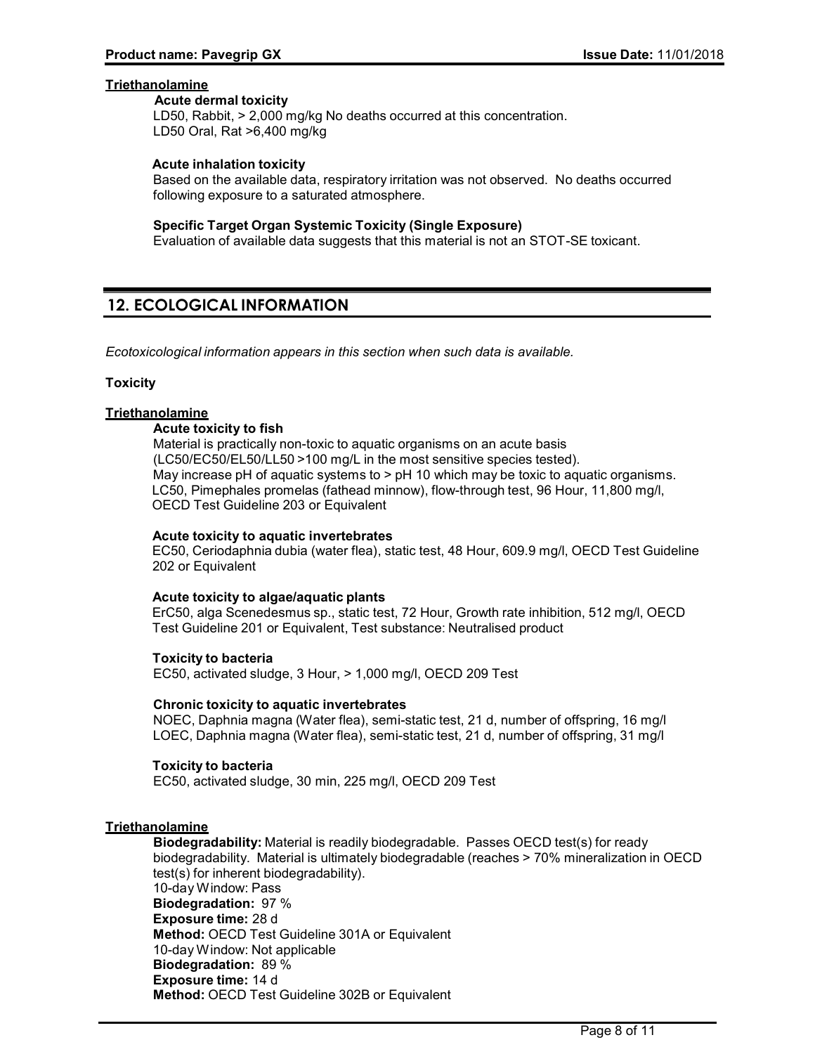**Triethanolamine**

**Acute dermal toxicity**

LD50, Rabbit, > 2,000 mg/kg No deaths occurred at this concentration.
LD50 Oral, Rat >6,400 mg/kg

**Acute inhalation toxicity**

Based on the available data, respiratory irritation was not observed. No deaths occurred following exposure to a saturated atmosphere.

**Specific Target Organ Systemic Toxicity (Single Exposure)**

Evaluation of available data suggests that this material is not an STOT-SE toxicant.

## 12. ECOLOGICAL INFORMATION

*Ecotoxicological information appears in this section when such data is available.*

**Toxicity**

**Triethanolamine**

**Acute toxicity to fish**

Material is practically non-toxic to aquatic organisms on an acute basis (LC50/EC50/EL50/LL50 >100 mg/L in the most sensitive species tested).
May increase pH of aquatic systems to > pH 10 which may be toxic to aquatic organisms.
LC50, Pimephales promelas (fathead minnow), flow-through test, 96 Hour, 11,800 mg/l, OECD Test Guideline 203 or Equivalent

**Acute toxicity to aquatic invertebrates**

EC50, Ceriodaphnia dubia (water flea), static test, 48 Hour, 609.9 mg/l, OECD Test Guideline 202 or Equivalent

**Acute toxicity to algae/aquatic plants**

ErC50, alga Scenedesmus sp., static test, 72 Hour, Growth rate inhibition, 512 mg/l, OECD Test Guideline 201 or Equivalent, Test substance: Neutralised product

**Toxicity to bacteria**

EC50, activated sludge, 3 Hour, > 1,000 mg/l, OECD 209 Test

**Chronic toxicity to aquatic invertebrates**

NOEC, Daphnia magna (Water flea), semi-static test, 21 d, number of offspring, 16 mg/l
LOEC, Daphnia magna (Water flea), semi-static test, 21 d, number of offspring, 31 mg/l

**Toxicity to bacteria**

EC50, activated sludge, 30 min, 225 mg/l, OECD 209 Test

**Triethanolamine**

**Biodegradability:** Material is readily biodegradable. Passes OECD test(s) for ready biodegradability. Material is ultimately biodegradable (reaches > 70% mineralization in OECD test(s) for inherent biodegradability).
10-day Window: Pass
**Biodegradation:** 97 %
**Exposure time:** 28 d
**Method:** OECD Test Guideline 301A or Equivalent
10-day Window: Not applicable
**Biodegradation:** 89 %
**Exposure time:** 14 d
**Method:** OECD Test Guideline 302B or Equivalent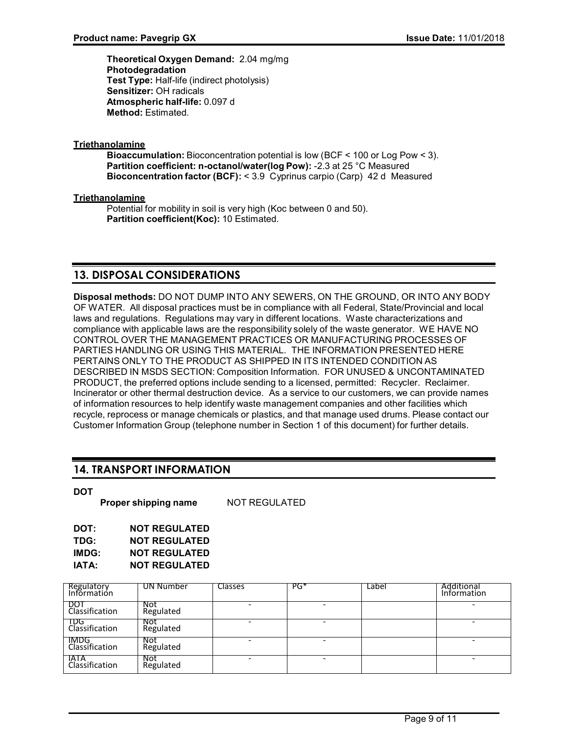**Theoretical Oxygen Demand:** 2.04 mg/mg
**Photodegradation**
**Test Type:** Half-life (indirect photolysis)
**Sensitizer:** OH radicals
**Atmospheric half-life:** 0.097 d
**Method:** Estimated.

**Triethanolamine**

**Bioaccumulation:** Bioconcentration potential is low (BCF < 100 or Log Pow < 3).
**Partition coefficient: n-octanol/water(log Pow):** -2.3 at 25 °C Measured
**Bioconcentration factor (BCF):** < 3.9 Cyprinus carpio (Carp) 42 d Measured

**Triethanolamine**

Potential for mobility in soil is very high (Koc between 0 and 50).
**Partition coefficient(Koc):** 10 Estimated.

## 13. DISPOSAL CONSIDERATIONS

**Disposal methods:** DO NOT DUMP INTO ANY SEWERS, ON THE GROUND, OR INTO ANY BODY OF WATER. All disposal practices must be in compliance with all Federal, State/Provincial and local laws and regulations. Regulations may vary in different locations. Waste characterizations and compliance with applicable laws are the responsibility solely of the waste generator. WE HAVE NO CONTROL OVER THE MANAGEMENT PRACTICES OR MANUFACTURING PROCESSES OF PARTIES HANDLING OR USING THIS MATERIAL. THE INFORMATION PRESENTED HERE PERTAINS ONLY TO THE PRODUCT AS SHIPPED IN ITS INTENDED CONDITION AS DESCRIBED IN MSDS SECTION: Composition Information. FOR UNUSED & UNCONTAMINATED PRODUCT, the preferred options include sending to a licensed, permitted: Recycler. Reclaimer. Incinerator or other thermal destruction device. As a service to our customers, we can provide names of information resources to help identify waste management companies and other facilities which recycle, reprocess or manage chemicals or plastics, and that manage used drums. Please contact our Customer Information Group (telephone number in Section 1 of this document) for further details.

## 14. TRANSPORT INFORMATION

**DOT**

**Proper shipping name** NOT REGULATED

**DOT:** **NOT REGULATED**
**TDG:** **NOT REGULATED**
**IMDG:** **NOT REGULATED**
**IATA:** **NOT REGULATED**

| Regulatory Information | UN Number | Classes | PG* | Label | Additional Information |
|---|---|---|---|---|---|
| DOT Classification | Not Regulated | - | - | | - |
| TDG Classification | Not Regulated | - | - | | - |
| IMDG Classification | Not Regulated | - | - | | - |
| IATA Classification | Not Regulated | - | - | | - |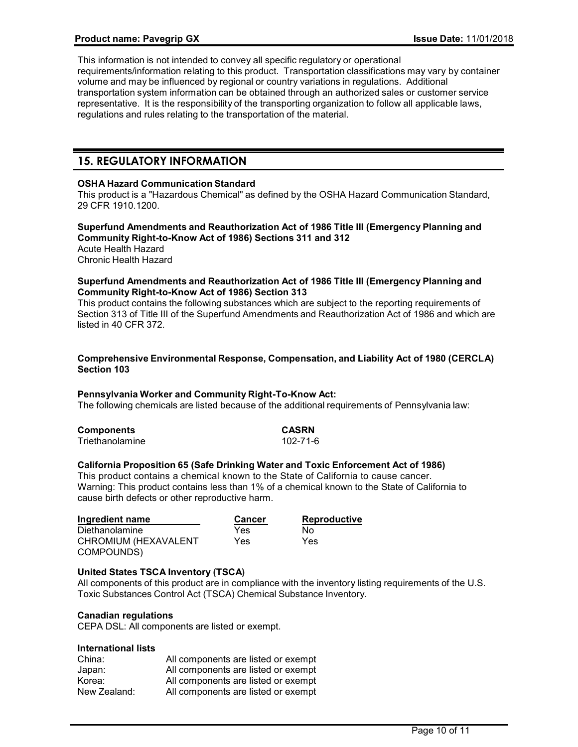This information is not intended to convey all specific regulatory or operational requirements/information relating to this product. Transportation classifications may vary by container volume and may be influenced by regional or country variations in regulations. Additional transportation system information can be obtained through an authorized sales or customer service representative. It is the responsibility of the transporting organization to follow all applicable laws, regulations and rules relating to the transportation of the material.

## 15. REGULATORY INFORMATION

**OSHA Hazard Communication Standard**
This product is a "Hazardous Chemical" as defined by the OSHA Hazard Communication Standard, 29 CFR 1910.1200.

**Superfund Amendments and Reauthorization Act of 1986 Title III (Emergency Planning and Community Right-to-Know Act of 1986) Sections 311 and 312**
Acute Health Hazard
Chronic Health Hazard

**Superfund Amendments and Reauthorization Act of 1986 Title III (Emergency Planning and Community Right-to-Know Act of 1986) Section 313**
This product contains the following substances which are subject to the reporting requirements of Section 313 of Title III of the Superfund Amendments and Reauthorization Act of 1986 and which are listed in 40 CFR 372.

**Comprehensive Environmental Response, Compensation, and Liability Act of 1980 (CERCLA) Section 103**

**Pennsylvania Worker and Community Right-To-Know Act:**
The following chemicals are listed because of the additional requirements of Pennsylvania law:

| Components | CASRN |
|---|---|
| Triethanolamine | 102-71-6 |

**California Proposition 65 (Safe Drinking Water and Toxic Enforcement Act of 1986)**
This product contains a chemical known to the State of California to cause cancer.
Warning: This product contains less than 1% of a chemical known to the State of California to cause birth defects or other reproductive harm.

| Ingredient name | Cancer | Reproductive |
|---|---|---|
| Diethanolamine | Yes | No |
| CHROMIUM (HEXAVALENT COMPOUNDS) | Yes | Yes |

**United States TSCA Inventory (TSCA)**
All components of this product are in compliance with the inventory listing requirements of the U.S. Toxic Substances Control Act (TSCA) Chemical Substance Inventory.

**Canadian regulations**
CEPA DSL: All components are listed or exempt.

**International lists**

| | |
|---|---|
| China: | All components are listed or exempt |
| Japan: | All components are listed or exempt |
| Korea: | All components are listed or exempt |
| New Zealand: | All components are listed or exempt |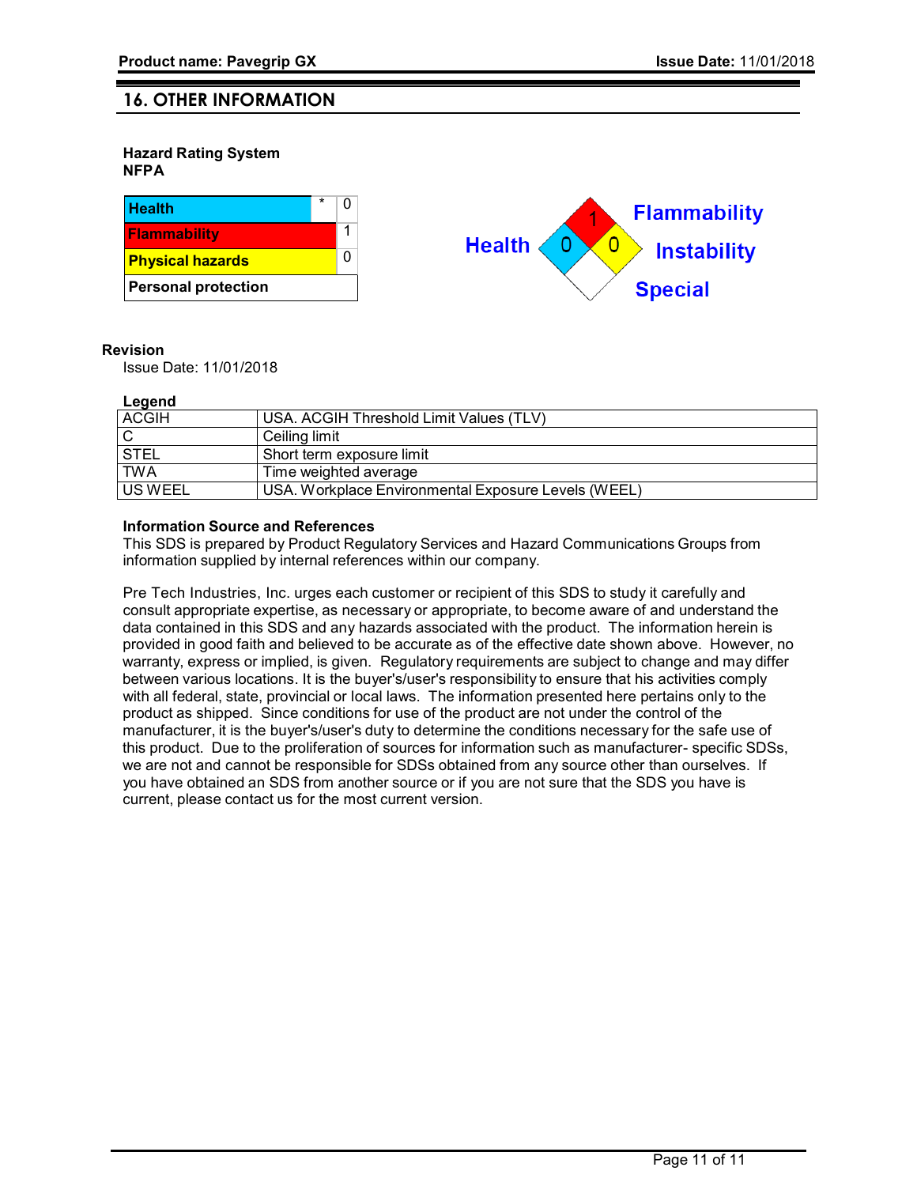## 16. OTHER INFORMATION

**Hazard Rating System**
**NFPA**

| | | |
|---|---|---|
| **Health** | * | 0 |
| **Flammability** | | 1 |
| **Physical hazards** | | 0 |
| **Personal protection** | | |

Flammability 1
Health 0
Instability 0
Special

**Revision**

Issue Date: 11/01/2018

**Legend**

| | |
|---|---|
| ACGIH | USA. ACGIH Threshold Limit Values (TLV) |
| C | Ceiling limit |
| STEL | Short term exposure limit |
| TWA | Time weighted average |
| US WEEL | USA. Workplace Environmental Exposure Levels (WEEL) |

**Information Source and References**

This SDS is prepared by Product Regulatory Services and Hazard Communications Groups from information supplied by internal references within our company.

Pre Tech Industries, Inc. urges each customer or recipient of this SDS to study it carefully and consult appropriate expertise, as necessary or appropriate, to become aware of and understand the data contained in this SDS and any hazards associated with the product. The information herein is provided in good faith and believed to be accurate as of the effective date shown above. However, no warranty, express or implied, is given. Regulatory requirements are subject to change and may differ between various locations. It is the buyer's/user's responsibility to ensure that his activities comply with all federal, state, provincial or local laws. The information presented here pertains only to the product as shipped. Since conditions for use of the product are not under the control of the manufacturer, it is the buyer's/user's duty to determine the conditions necessary for the safe use of this product. Due to the proliferation of sources for information such as manufacturer- specific SDSs, we are not and cannot be responsible for SDSs obtained from any source other than ourselves. If you have obtained an SDS from another source or if you are not sure that the SDS you have is current, please contact us for the most current version.